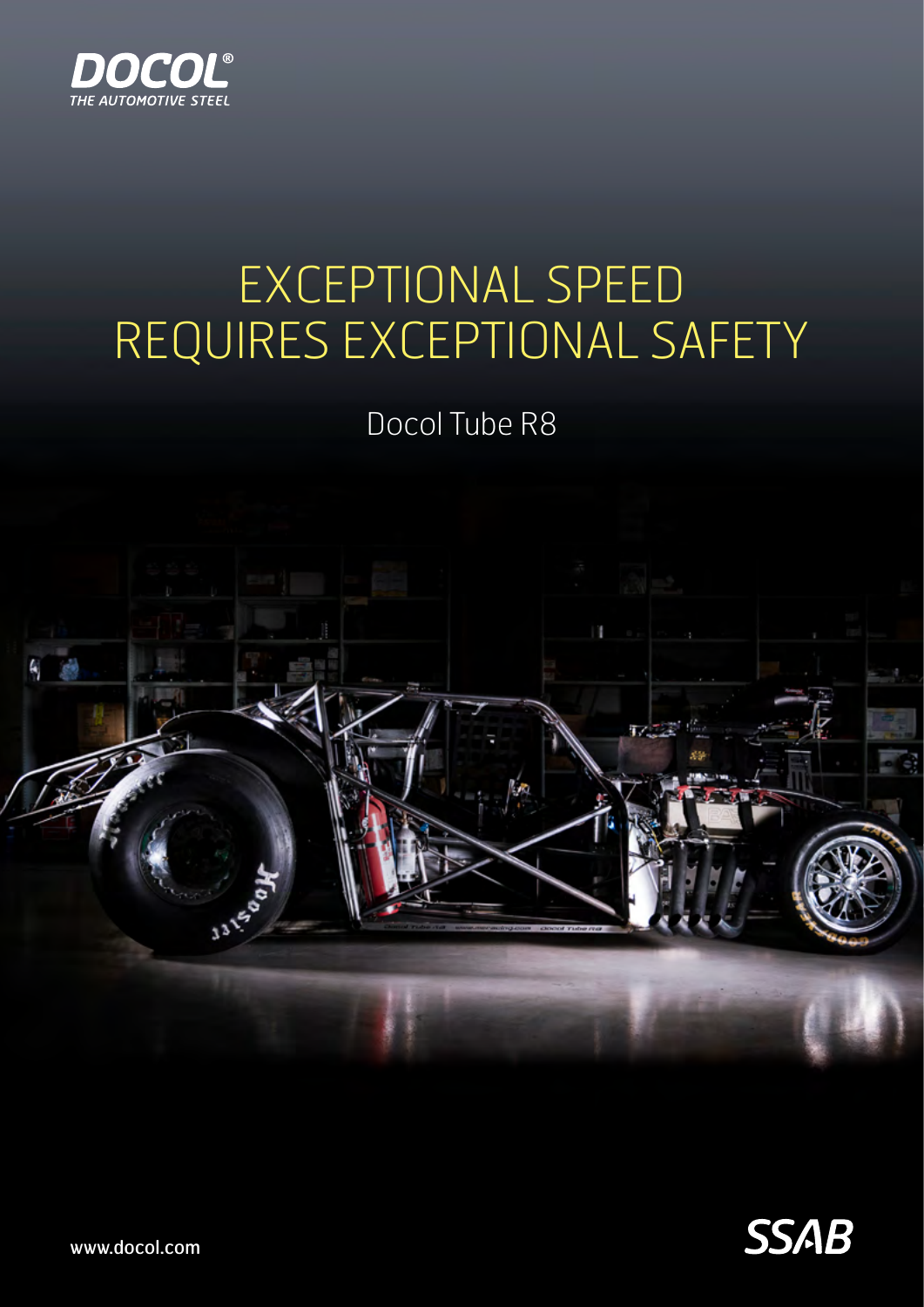DOCOL®
THE AUTOMOTIVE STEEL

# EXCEPTIONAL SPEED REQUIRES EXCEPTIONAL SAFETY

## Docol Tube R8

www.docol.com

SSAB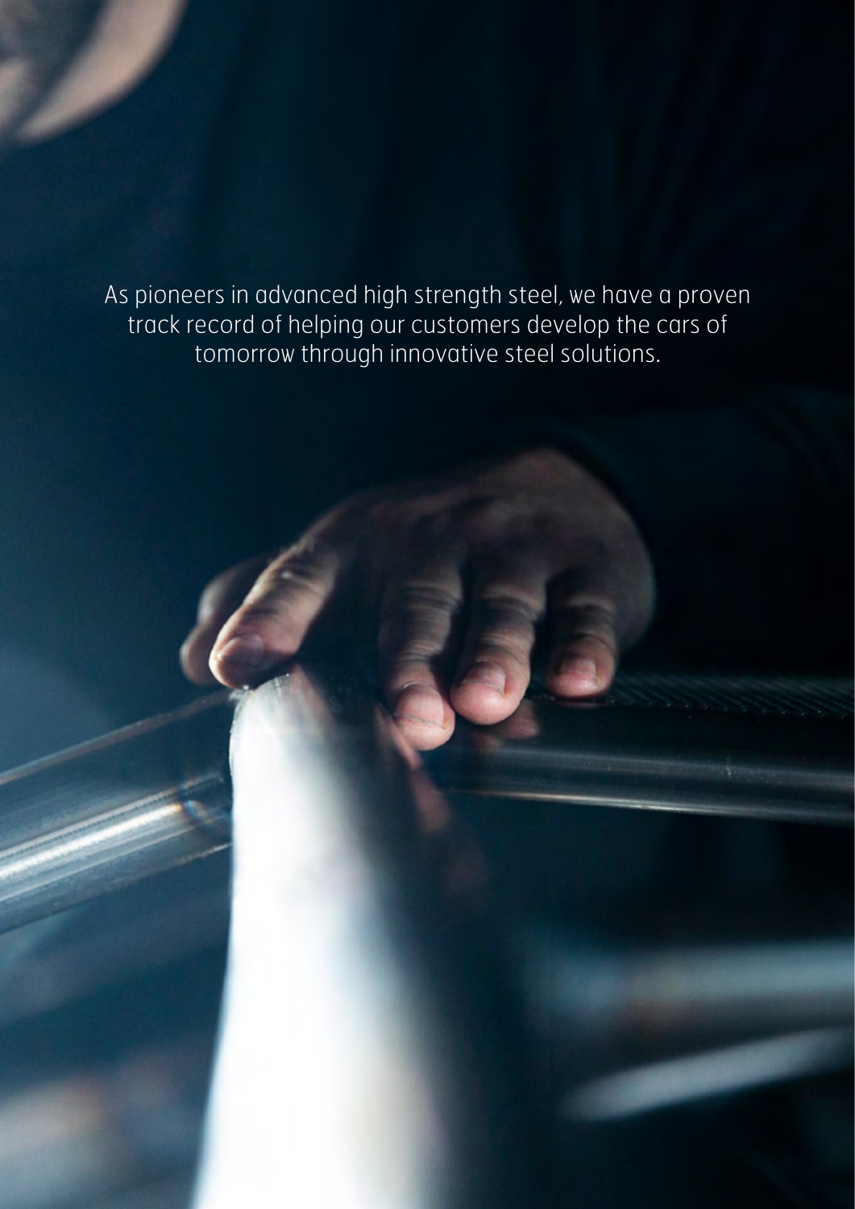As pioneers in advanced high strength steel, we have a proven track record of helping our customers develop the cars of tomorrow through innovative steel solutions.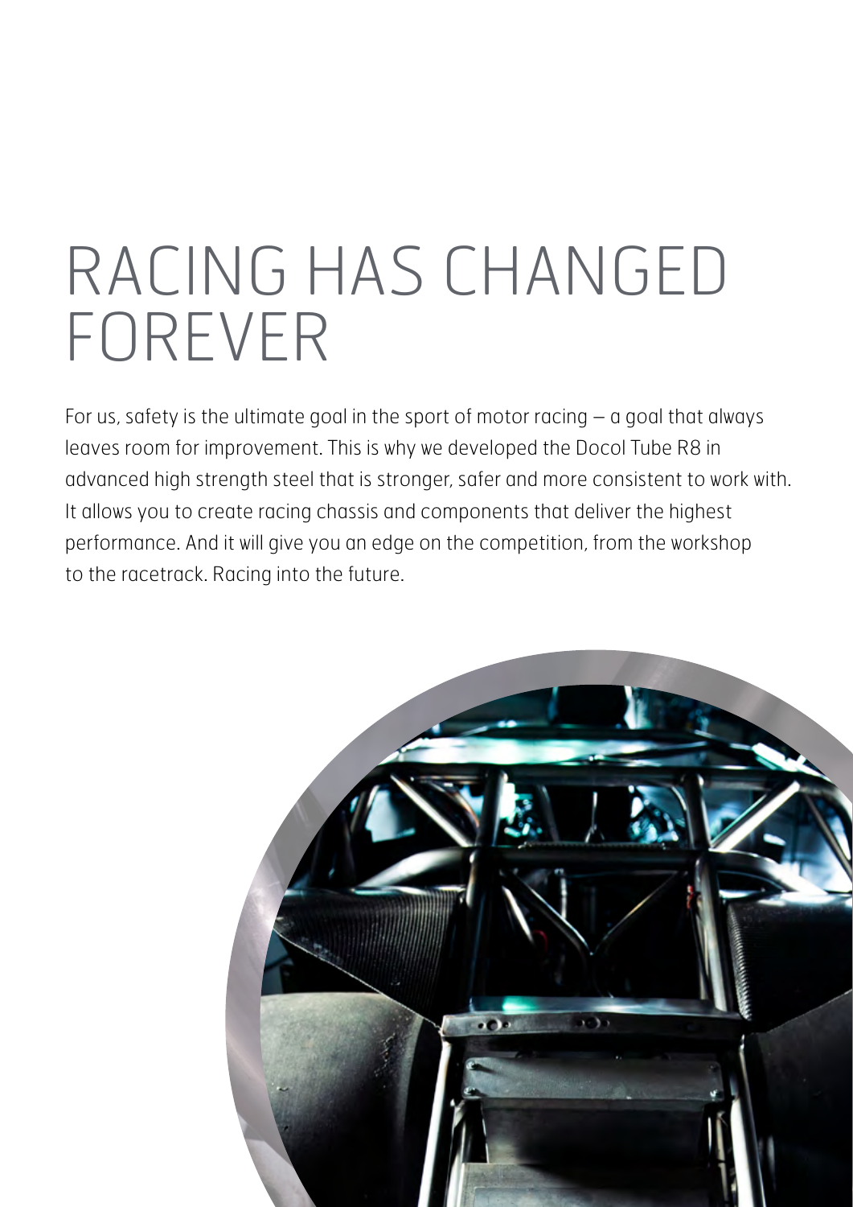# RACING HAS CHANGED FOREVER

For us, safety is the ultimate goal in the sport of motor racing – a goal that always leaves room for improvement. This is why we developed the Docol Tube R8 in advanced high strength steel that is stronger, safer and more consistent to work with. It allows you to create racing chassis and components that deliver the highest performance. And it will give you an edge on the competition, from the workshop to the racetrack. Racing into the future.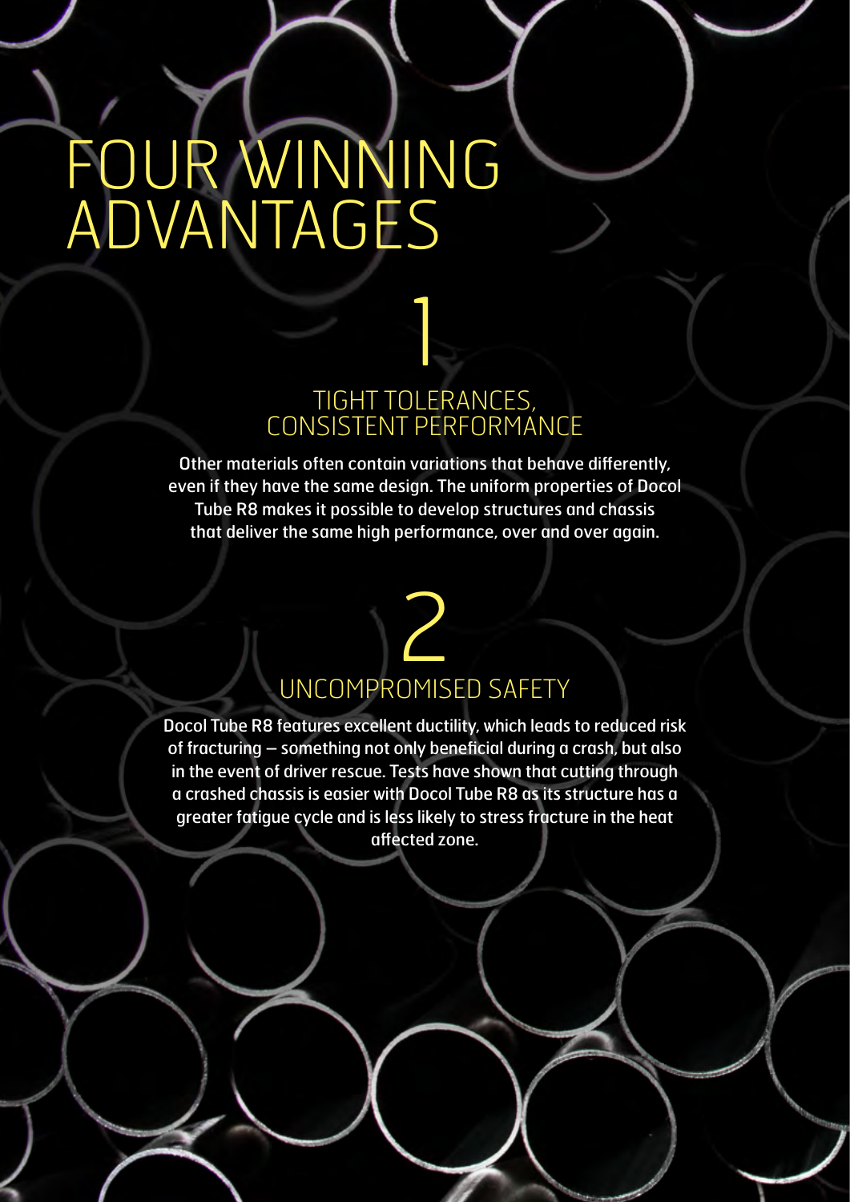# FOUR WINNING ADVANTAGES

## 1

## TIGHT TOLERANCES, CONSISTENT PERFORMANCE

Other materials often contain variations that behave differently, even if they have the same design. The uniform properties of Docol Tube R8 makes it possible to develop structures and chassis that deliver the same high performance, over and over again.

## 2

## UNCOMPROMISED SAFETY

Docol Tube R8 features excellent ductility, which leads to reduced risk of fracturing – something not only beneficial during a crash, but also in the event of driver rescue. Tests have shown that cutting through a crashed chassis is easier with Docol Tube R8 as its structure has a greater fatigue cycle and is less likely to stress fracture in the heat affected zone.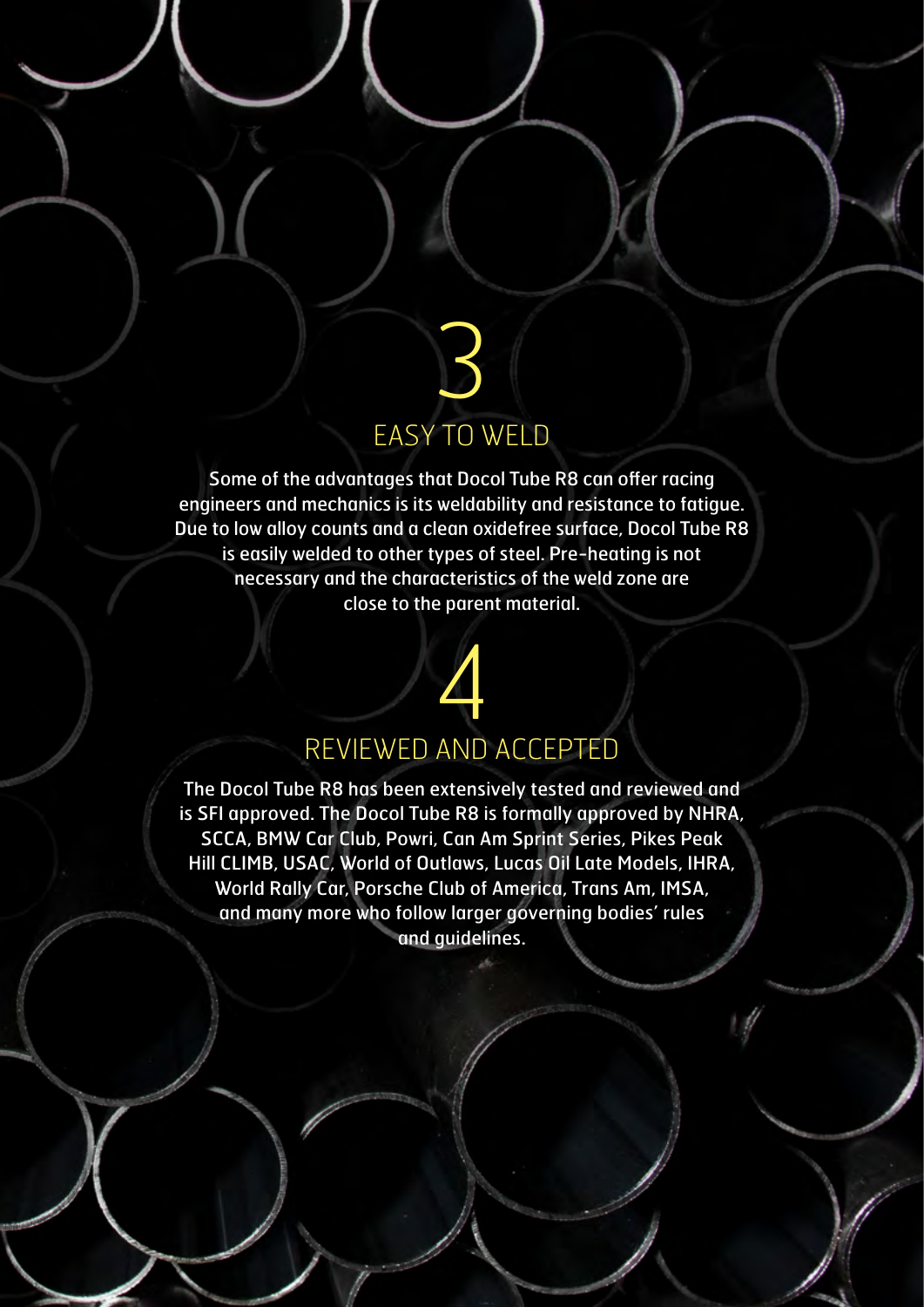## 3
## EASY TO WELD

Some of the advantages that Docol Tube R8 can offer racing engineers and mechanics is its weldability and resistance to fatigue. Due to low alloy counts and a clean oxidefree surface, Docol Tube R8 is easily welded to other types of steel. Pre-heating is not necessary and the characteristics of the weld zone are close to the parent material.

## 4
## REVIEWED AND ACCEPTED

The Docol Tube R8 has been extensively tested and reviewed and is SFI approved. The Docol Tube R8 is formally approved by NHRA, SCCA, BMW Car Club, Powri, Can Am Sprint Series, Pikes Peak Hill CLIMB, USAC, World of Outlaws, Lucas Oil Late Models, IHRA, World Rally Car, Porsche Club of America, Trans Am, IMSA, and many more who follow larger governing bodies' rules and guidelines.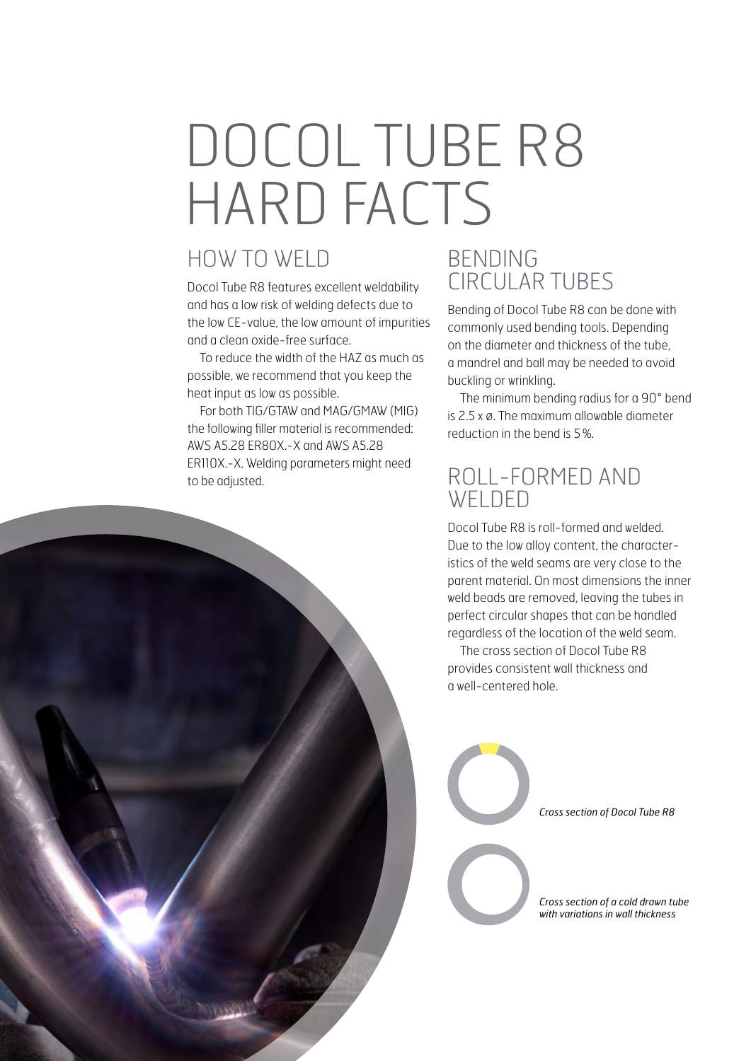# DOCOL TUBE R8 HARD FACTS

## HOW TO WELD

Docol Tube R8 features excellent weldability and has a low risk of welding defects due to the low CE-value, the low amount of impurities and a clean oxide-free surface.

To reduce the width of the HAZ as much as possible, we recommend that you keep the heat input as low as possible.

For both TIG/GTAW and MAG/GMAW (MIG) the following filler material is recommended: AWS A5.28 ER80X.-X and AWS A5.28 ER110X.-X. Welding parameters might need to be adjusted.

## BENDING CIRCULAR TUBES

Bending of Docol Tube R8 can be done with commonly used bending tools. Depending on the diameter and thickness of the tube, a mandrel and ball may be needed to avoid buckling or wrinkling.

The minimum bending radius for a 90° bend is 2.5 x ø. The maximum allowable diameter reduction in the bend is 5 %.

## ROLL-FORMED AND WELDED

Docol Tube R8 is roll-formed and welded. Due to the low alloy content, the characteristics of the weld seams are very close to the parent material. On most dimensions the inner weld beads are removed, leaving the tubes in perfect circular shapes that can be handled regardless of the location of the weld seam.

The cross section of Docol Tube R8 provides consistent wall thickness and a well-centered hole.

*Cross section of Docol Tube R8*

*Cross section of a cold drawn tube with variations in wall thickness*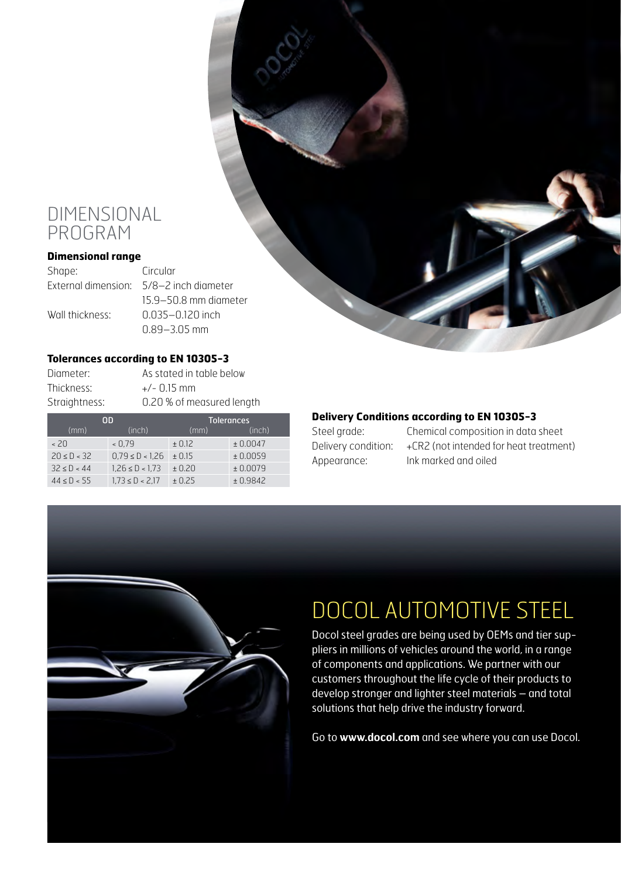# DIMENSIONAL PROGRAM

**Dimensional range**

| | |
|---|---|
| Shape: | Circular |
| External dimension: | 5/8–2 inch diameter<br>15.9–50.8 mm diameter |
| Wall thickness: | 0.035–0.120 inch<br>0.89–3.05 mm |

**Tolerances according to EN 10305-3**

| | |
|---|---|
| Diameter: | As stated in table below |
| Thickness: | +/- 0.15 mm |
| Straightness: | 0.20 % of measured length |

| OD | | Tolerances | |
|---|---|---|---|
| (mm) | (inch) | (mm) | (inch) |
| < 20 | < 0,79 | ± 0.12 | ± 0.0047 |
| 20 ≤ D < 32 | 0,79 ≤ D < 1,26 | ± 0.15 | ± 0.0059 |
| 32 ≤ D < 44 | 1,26 ≤ D < 1,73 | ± 0.20 | ± 0.0079 |
| 44 ≤ D < 55 | 1,73 ≤ D < 2,17 | ± 0.25 | ± 0.9842 |

**Delivery Conditions according to EN 10305-3**

| | |
|---|---|
| Steel grade: | Chemical composition in data sheet |
| Delivery condition: | +CR2 (not intended for heat treatment) |
| Appearance: | Ink marked and oiled |

# DOCOL AUTOMOTIVE STEEL

Docol steel grades are being used by OEMs and tier suppliers in millions of vehicles around the world, in a range of components and applications. We partner with our customers throughout the life cycle of their products to develop stronger and lighter steel materials – and total solutions that help drive the industry forward.

Go to **www.docol.com** and see where you can use Docol.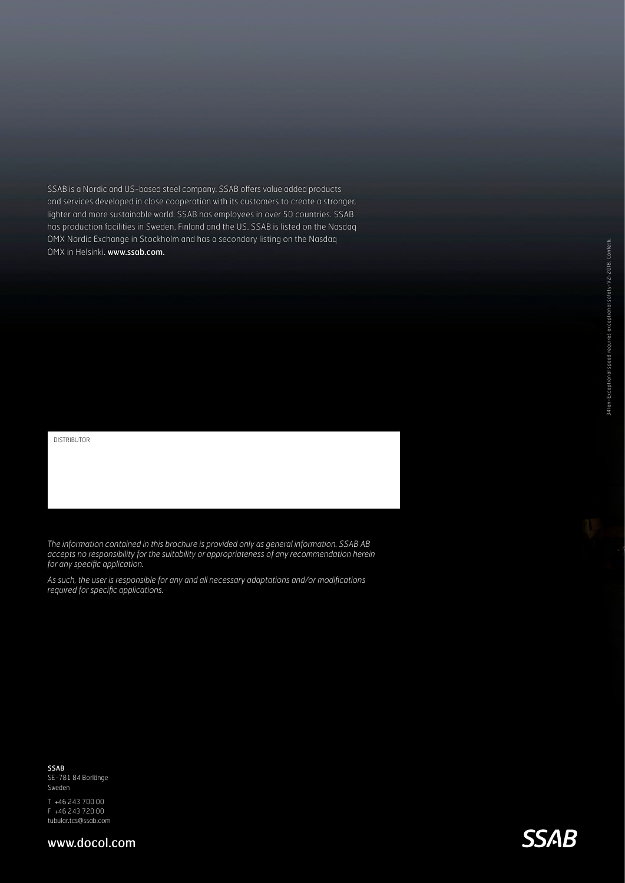SSAB is a Nordic and US-based steel company. SSAB offers value added products and services developed in close cooperation with its customers to create a stronger, lighter and more sustainable world. SSAB has employees in over 50 countries. SSAB has production facilities in Sweden, Finland and the US. SSAB is listed on the Nasdaq OMX Nordic Exchange in Stockholm and has a secondary listing on the Nasdaq OMX in Helsinki. **www.ssab.com.**

DISTRIBUTOR

*The information contained in this brochure is provided only as general information. SSAB AB accepts no responsibility for the suitability or appropriateness of any recommendation herein for any specific application.*

*As such, the user is responsible for any and all necessary adaptations and/or modifications required for specific applications.*

**SSAB**
SE-781 84 Borlänge
Sweden

T +46 243 700 00
F +46 243 720 00
tubular.tcs@ssab.com

**www.docol.com**

SSAB

341en-Exceptional speed requires exceptional safety-V2-2018. Confetti.